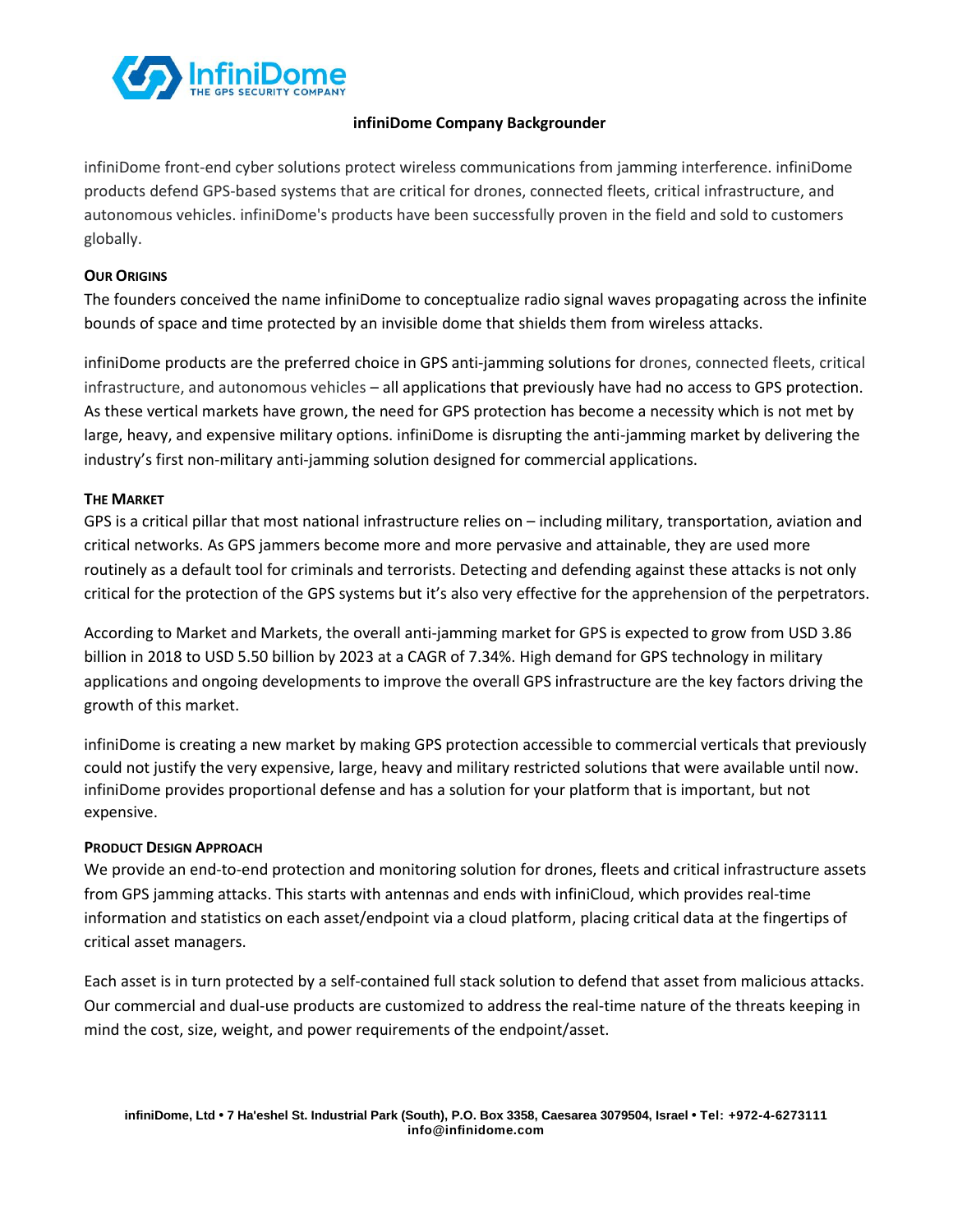# infiniDome Company Backgrounder

infiniDome front-end cyber solutions protect wireless communications from jamming interference. infiniDome products defend GPS-based systems that are critical for drones, connected fleets, critical infrastructure, and autonomous vehicles. infiniDome's products have been successfully proven in the field and sold to customers globally.

## Our Origins

The founders conceived the name infiniDome to conceptualize radio signal waves propagating across the infinite bounds of space and time protected by an invisible dome that shields them from wireless attacks.

infiniDome products are the preferred choice in GPS anti-jamming solutions for drones, connected fleets, critical infrastructure, and autonomous vehicles – all applications that previously have had no access to GPS protection. As these vertical markets have grown, the need for GPS protection has become a necessity which is not met by large, heavy, and expensive military options. infiniDome is disrupting the anti-jamming market by delivering the industry's first non-military anti-jamming solution designed for commercial applications.

## The Market

GPS is a critical pillar that most national infrastructure relies on – including military, transportation, aviation and critical networks. As GPS jammers become more and more pervasive and attainable, they are used more routinely as a default tool for criminals and terrorists. Detecting and defending against these attacks is not only critical for the protection of the GPS systems but it's also very effective for the apprehension of the perpetrators.

According to Market and Markets, the overall anti-jamming market for GPS is expected to grow from USD 3.86 billion in 2018 to USD 5.50 billion by 2023 at a CAGR of 7.34%. High demand for GPS technology in military applications and ongoing developments to improve the overall GPS infrastructure are the key factors driving the growth of this market.

infiniDome is creating a new market by making GPS protection accessible to commercial verticals that previously could not justify the very expensive, large, heavy and military restricted solutions that were available until now. infiniDome provides proportional defense and has a solution for your platform that is important, but not expensive.

## Product Design Approach

We provide an end-to-end protection and monitoring solution for drones, fleets and critical infrastructure assets from GPS jamming attacks. This starts with antennas and ends with infiniCloud, which provides real-time information and statistics on each asset/endpoint via a cloud platform, placing critical data at the fingertips of critical asset managers.

Each asset is in turn protected by a self-contained full stack solution to defend that asset from malicious attacks. Our commercial and dual-use products are customized to address the real-time nature of the threats keeping in mind the cost, size, weight, and power requirements of the endpoint/asset.

**infiniDome, Ltd • 7 Ha'eshel St. Industrial Park (South), P.O. Box 3358, Caesarea 3079504, Israel • Tel: +972-4-6273111**
**info@infinidome.com**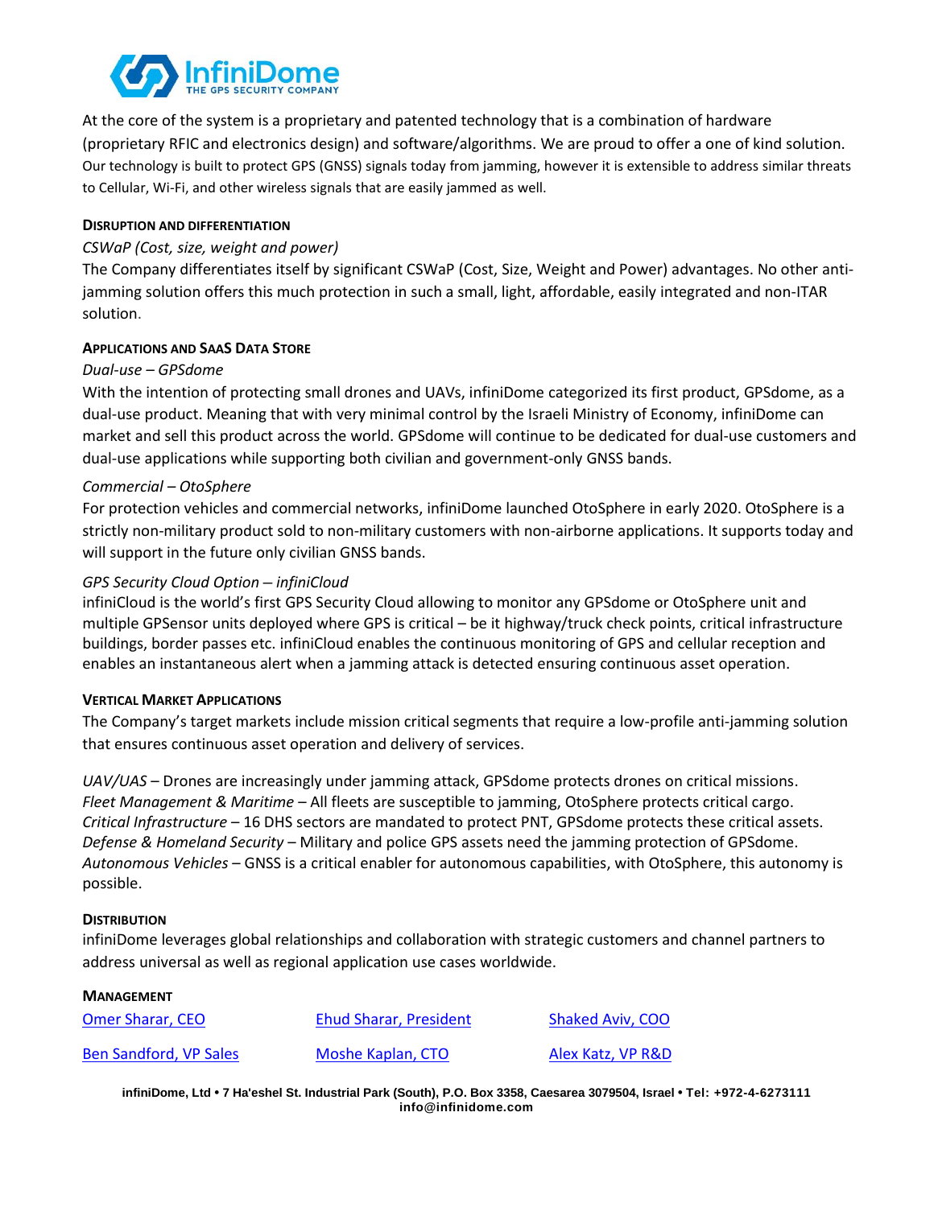At the core of the system is a proprietary and patented technology that is a combination of hardware (proprietary RFIC and electronics design) and software/algorithms. We are proud to offer a one of kind solution. Our technology is built to protect GPS (GNSS) signals today from jamming, however it is extensible to address similar threats to Cellular, Wi-Fi, and other wireless signals that are easily jammed as well.

**DISRUPTION AND DIFFERENTIATION**

*CSWaP (Cost, size, weight and power)*

The Company differentiates itself by significant CSWaP (Cost, Size, Weight and Power) advantages. No other anti-jamming solution offers this much protection in such a small, light, affordable, easily integrated and non-ITAR solution.

**APPLICATIONS AND SAAS DATA STORE**

*Dual-use – GPSdome*

With the intention of protecting small drones and UAVs, infiniDome categorized its first product, GPSdome, as a dual-use product. Meaning that with very minimal control by the Israeli Ministry of Economy, infiniDome can market and sell this product across the world. GPSdome will continue to be dedicated for dual-use customers and dual-use applications while supporting both civilian and government-only GNSS bands.

*Commercial – OtoSphere*

For protection vehicles and commercial networks, infiniDome launched OtoSphere in early 2020. OtoSphere is a strictly non-military product sold to non-military customers with non-airborne applications. It supports today and will support in the future only civilian GNSS bands.

*GPS Security Cloud Option – infiniCloud*

infiniCloud is the world's first GPS Security Cloud allowing to monitor any GPSdome or OtoSphere unit and multiple GPSensor units deployed where GPS is critical – be it highway/truck check points, critical infrastructure buildings, border passes etc. infiniCloud enables the continuous monitoring of GPS and cellular reception and enables an instantaneous alert when a jamming attack is detected ensuring continuous asset operation.

**VERTICAL MARKET APPLICATIONS**

The Company's target markets include mission critical segments that require a low-profile anti-jamming solution that ensures continuous asset operation and delivery of services.

*UAV/UAS* – Drones are increasingly under jamming attack, GPSdome protects drones on critical missions.
*Fleet Management & Maritime* – All fleets are susceptible to jamming, OtoSphere protects critical cargo.
*Critical Infrastructure* – 16 DHS sectors are mandated to protect PNT, GPSdome protects these critical assets.
*Defense & Homeland Security* – Military and police GPS assets need the jamming protection of GPSdome.
*Autonomous Vehicles* – GNSS is a critical enabler for autonomous capabilities, with OtoSphere, this autonomy is possible.

**DISTRIBUTION**

infiniDome leverages global relationships and collaboration with strategic customers and channel partners to address universal as well as regional application use cases worldwide.

**MANAGEMENT**

| | | |
|---|---|---|
| Omer Sharar, CEO | Ehud Sharar, President | Shaked Aviv, COO |
| Ben Sandford, VP Sales | Moshe Kaplan, CTO | Alex Katz, VP R&D |

**infiniDome, Ltd • 7 Ha'eshel St. Industrial Park (South), P.O. Box 3358, Caesarea 3079504, Israel • Tel: +972-4-6273111 info@infinidome.com**